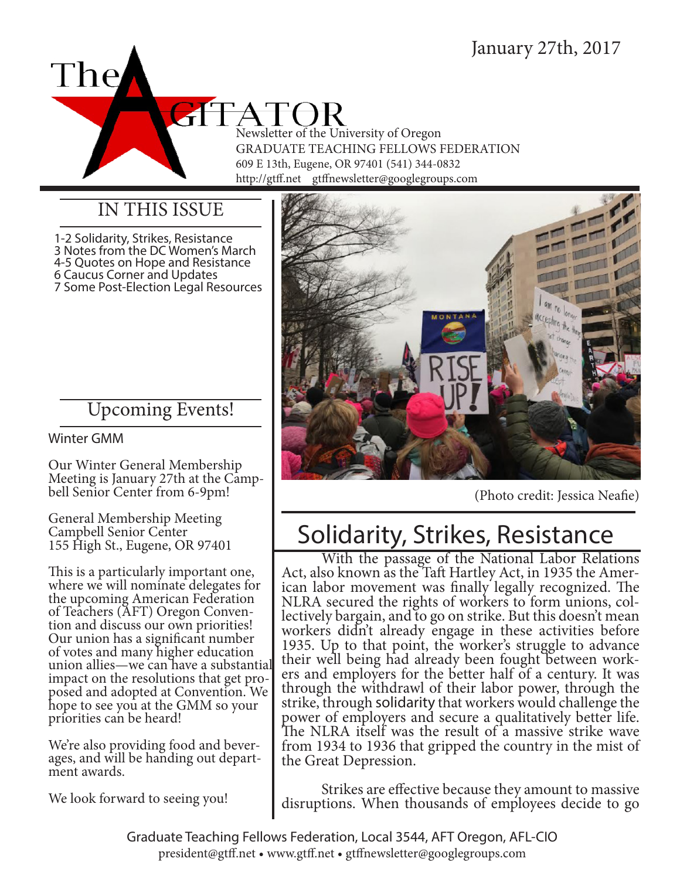January 27th, 2017

# The AGITATOR

Newsletter of the University of Oregon
GRADUATE TEACHING FELLOWS FEDERATION
609 E 13th, Eugene, OR 97401 (541) 344-0832
http://gtff.net gtffnewsletter@googlegroups.com

## IN THIS ISSUE

1-2 Solidarity, Strikes, Resistance
3 Notes from the DC Women's March
4-5 Quotes on Hope and Resistance
6 Caucus Corner and Updates
7 Some Post-Election Legal Resources

## Upcoming Events!

Winter GMM

Our Winter General Membership Meeting is January 27th at the Campbell Senior Center from 6-9pm!

General Membership Meeting
Campbell Senior Center
155 High St., Eugene, OR 97401

This is a particularly important one, where we will nominate delegates for the upcoming American Federation of Teachers (AFT) Oregon Convention and discuss our own priorities! Our union has a significant number of votes and many higher education union allies—we can have a substantial impact on the resolutions that get proposed and adopted at Convention. We hope to see you at the GMM so your priorities can be heard!

We're also providing food and beverages, and will be handing out department awards.

We look forward to seeing you!

(Photo credit: Jessica Neafie)

## Solidarity, Strikes, Resistance

With the passage of the National Labor Relations Act, also known as the Taft Hartley Act, in 1935 the American labor movement was finally legally recognized. The NLRA secured the rights of workers to form unions, collectively bargain, and to go on strike. But this doesn't mean workers didn't already engage in these activities before 1935. Up to that point, the worker's struggle to advance their well being had already been fought between workers and employers for the better half of a century. It was through the withdrawl of their labor power, through the strike, through solidarity that workers would challenge the power of employers and secure a qualitatively better life. The NLRA itself was the result of a massive strike wave from 1934 to 1936 that gripped the country in the mist of the Great Depression.

Strikes are effective because they amount to massive disruptions. When thousands of employees decide to go

Graduate Teaching Fellows Federation, Local 3544, AFT Oregon, AFL-CIO
president@gtff.net • www.gtff.net • gtffnewsletter@googlegroups.com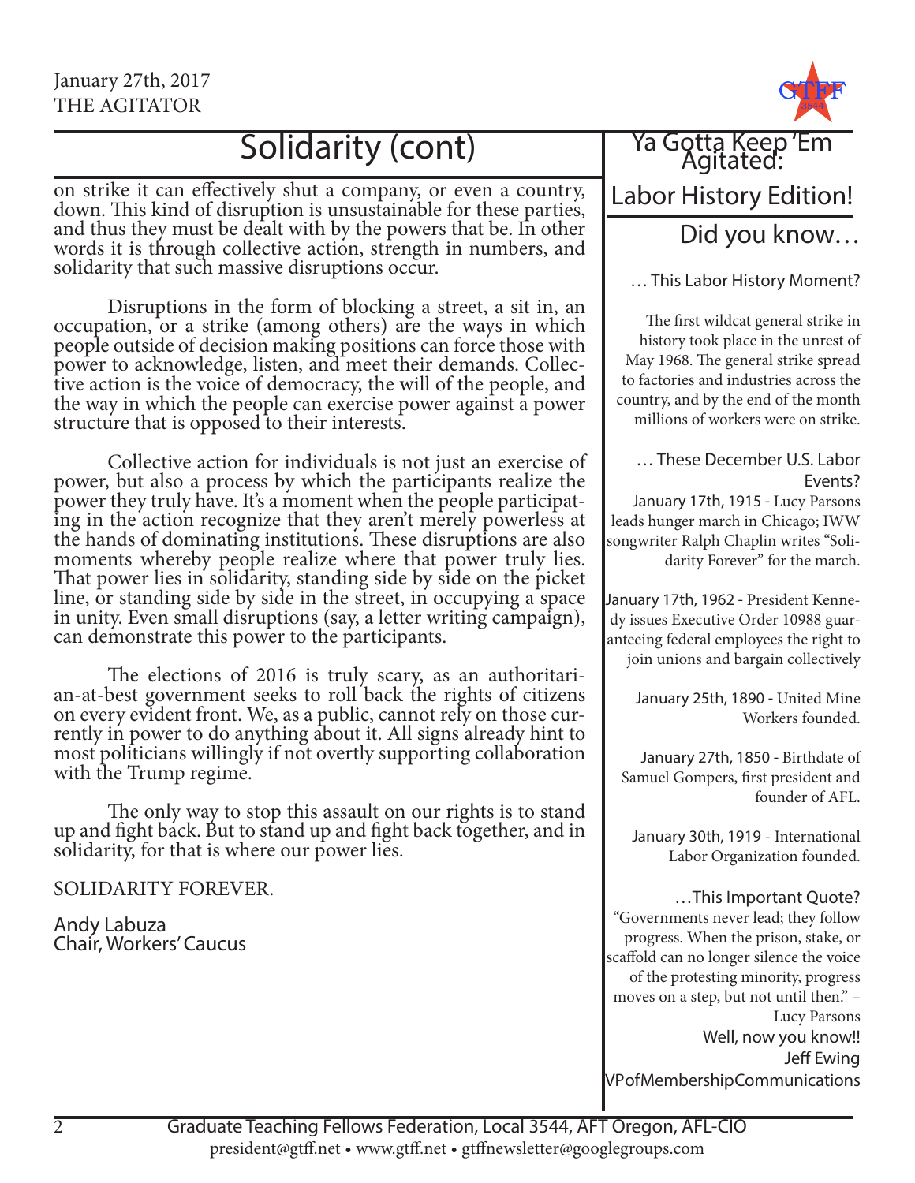# Solidarity (cont)

on strike it can effectively shut a company, or even a country, down. This kind of disruption is unsustainable for these parties, and thus they must be dealt with by the powers that be. In other words it is through collective action, strength in numbers, and solidarity that such massive disruptions occur.

Disruptions in the form of blocking a street, a sit in, an occupation, or a strike (among others) are the ways in which people outside of decision making positions can force those with power to acknowledge, listen, and meet their demands. Collective action is the voice of democracy, the will of the people, and the way in which the people can exercise power against a power structure that is opposed to their interests.

Collective action for individuals is not just an exercise of power, but also a process by which the participants realize the power they truly have. It's a moment when the people participating in the action recognize that they aren't merely powerless at the hands of dominating institutions. These disruptions are also moments whereby people realize where that power truly lies. That power lies in solidarity, standing side by side on the picket line, or standing side by side in the street, in occupying a space in unity. Even small disruptions (say, a letter writing campaign), can demonstrate this power to the participants.

The elections of 2016 is truly scary, as an authoritarian-at-best government seeks to roll back the rights of citizens on every evident front. We, as a public, cannot rely on those currently in power to do anything about it. All signs already hint to most politicians willingly if not overtly supporting collaboration with the Trump regime.

The only way to stop this assault on our rights is to stand up and fight back. But to stand up and fight back together, and in solidarity, for that is where our power lies.

SOLIDARITY FOREVER.

Andy Labuza
Chair, Workers' Caucus

## Ya Gotta Keep 'Em Agitated: Labor History Edition!

### Did you know…

… This Labor History Moment?

The first wildcat general strike in history took place in the unrest of May 1968. The general strike spread to factories and industries across the country, and by the end of the month millions of workers were on strike.

… These December U.S. Labor Events?

January 17th, 1915 - Lucy Parsons leads hunger march in Chicago; IWW songwriter Ralph Chaplin writes "Solidarity Forever" for the march.

January 17th, 1962 - President Kennedy issues Executive Order 10988 guaranteeing federal employees the right to join unions and bargain collectively

January 25th, 1890 - United Mine Workers founded.

January 27th, 1850 - Birthdate of Samuel Gompers, first president and founder of AFL.

January 30th, 1919 - International Labor Organization founded.

…This Important Quote?

"Governments never lead; they follow progress. When the prison, stake, or scaffold can no longer silence the voice of the protesting minority, progress moves on a step, but not until then." – Lucy Parsons

Well, now you know!!

Jeff Ewing
VPofMembershipCommunications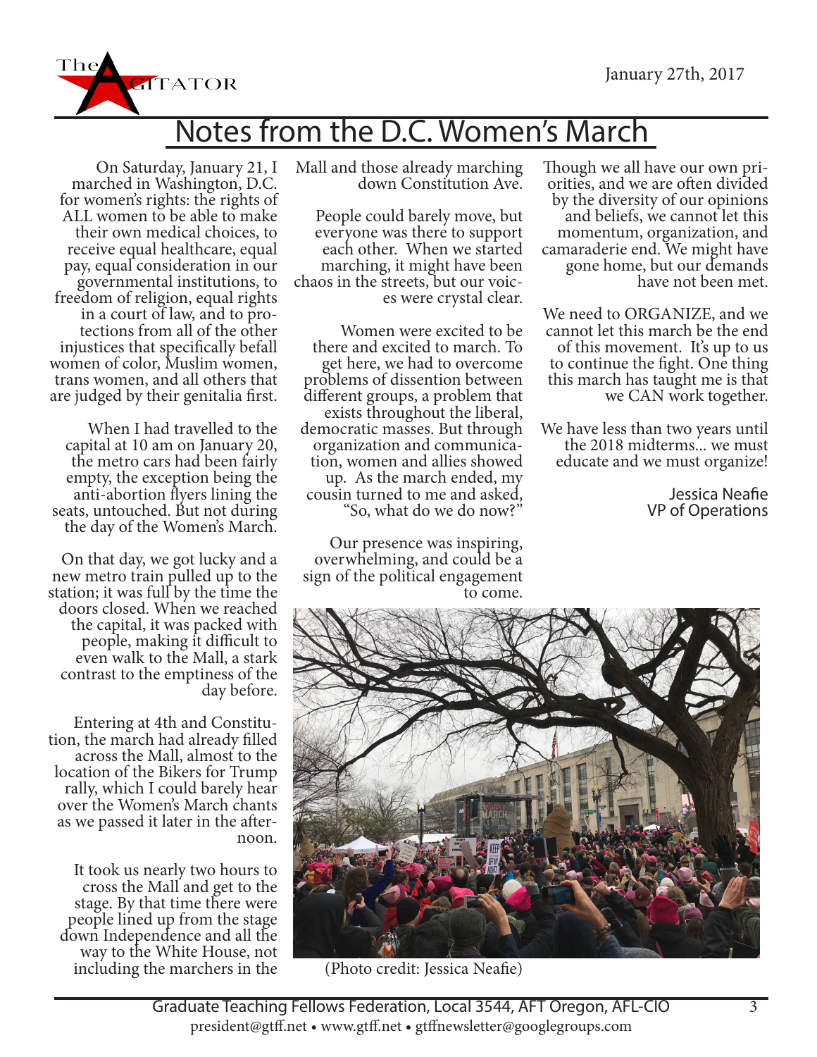# Notes from the D.C. Women's March

On Saturday, January 21, I marched in Washington, D.C. for women's rights: the rights of ALL women to be able to make their own medical choices, to receive equal healthcare, equal pay, equal consideration in our governmental institutions, to freedom of religion, equal rights in a court of law, and to protections from all of the other injustices that specifically befall women of color, Muslim women, trans women, and all others that are judged by their genitalia first.

When I had travelled to the capital at 10 am on January 20, the metro cars had been fairly empty, the exception being the anti-abortion flyers lining the seats, untouched. But not during the day of the Women's March.

On that day, we got lucky and a new metro train pulled up to the station; it was full by the time the doors closed. When we reached the capital, it was packed with people, making it difficult to even walk to the Mall, a stark contrast to the emptiness of the day before.

Entering at 4th and Constitution, the march had already filled across the Mall, almost to the location of the Bikers for Trump rally, which I could barely hear over the Women's March chants as we passed it later in the afternoon.

It took us nearly two hours to cross the Mall and get to the stage. By that time there were people lined up from the stage down Independence and all the way to the White House, not including the marchers in the Mall and those already marching down Constitution Ave.

People could barely move, but everyone was there to support each other. When we started marching, it might have been chaos in the streets, but our voices were crystal clear.

Women were excited to be there and excited to march. To get here, we had to overcome problems of dissention between different groups, a problem that exists throughout the liberal, democratic masses. But through organization and communication, women and allies showed up. As the march ended, my cousin turned to me and asked, "So, what do we do now?"

Our presence was inspiring, overwhelming, and could be a sign of the political engagement to come.

Though we all have our own priorities, and we are often divided by the diversity of our opinions and beliefs, we cannot let this momentum, organization, and camaraderie end. We might have gone home, but our demands have not been met.

We need to ORGANIZE, and we cannot let this march be the end of this movement. It's up to us to continue the fight. One thing this march has taught me is that we CAN work together.

We have less than two years until the 2018 midterms... we must educate and we must organize!

Jessica Neafie
VP of Operations

(Photo credit: Jessica Neafie)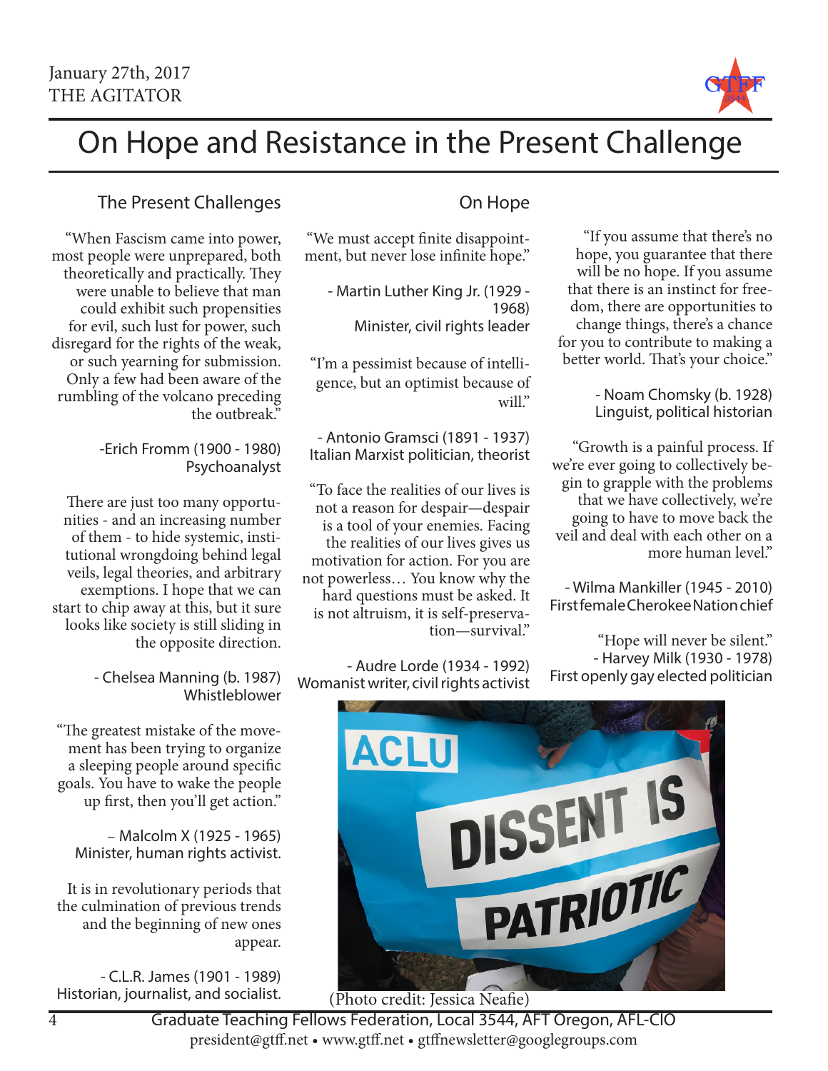# On Hope and Resistance in the Present Challenge

## The Present Challenges

"When Fascism came into power, most people were unprepared, both theoretically and practically. They were unable to believe that man could exhibit such propensities for evil, such lust for power, such disregard for the rights of the weak, or such yearning for submission. Only a few had been aware of the rumbling of the volcano preceding the outbreak."

-Erich Fromm (1900 - 1980)
Psychoanalyst

There are just too many opportunities - and an increasing number of them - to hide systemic, institutional wrongdoing behind legal veils, legal theories, and arbitrary exemptions. I hope that we can start to chip away at this, but it sure looks like society is still sliding in the opposite direction.

- Chelsea Manning (b. 1987)
Whistleblower

"The greatest mistake of the movement has been trying to organize a sleeping people around specific goals. You have to wake the people up first, then you'll get action."

– Malcolm X (1925 - 1965)
Minister, human rights activist.

It is in revolutionary periods that the culmination of previous trends and the beginning of new ones appear.

- C.L.R. James (1901 - 1989)
Historian, journalist, and socialist.

## On Hope

"We must accept finite disappointment, but never lose infinite hope."

- Martin Luther King Jr. (1929 - 1968)
Minister, civil rights leader

"I'm a pessimist because of intelligence, but an optimist because of will."

- Antonio Gramsci (1891 - 1937)
Italian Marxist politician, theorist

"To face the realities of our lives is not a reason for despair—despair is a tool of your enemies. Facing the realities of our lives gives us motivation for action. For you are not powerless… You know why the hard questions must be asked. It is not altruism, it is self-preservation—survival."

- Audre Lorde (1934 - 1992)
Womanist writer, civil rights activist

"If you assume that there's no hope, you guarantee that there will be no hope. If you assume that there is an instinct for freedom, there are opportunities to change things, there's a chance for you to contribute to making a better world. That's your choice."

- Noam Chomsky (b. 1928)
Linguist, political historian

"Growth is a painful process. If we're ever going to collectively begin to grapple with the problems that we have collectively, we're going to have to move back the veil and deal with each other on a more human level."

- Wilma Mankiller (1945 - 2010)
First female Cherokee Nation chief

"Hope will never be silent."
- Harvey Milk (1930 - 1978)
First openly gay elected politician

(Photo credit: Jessica Neafie)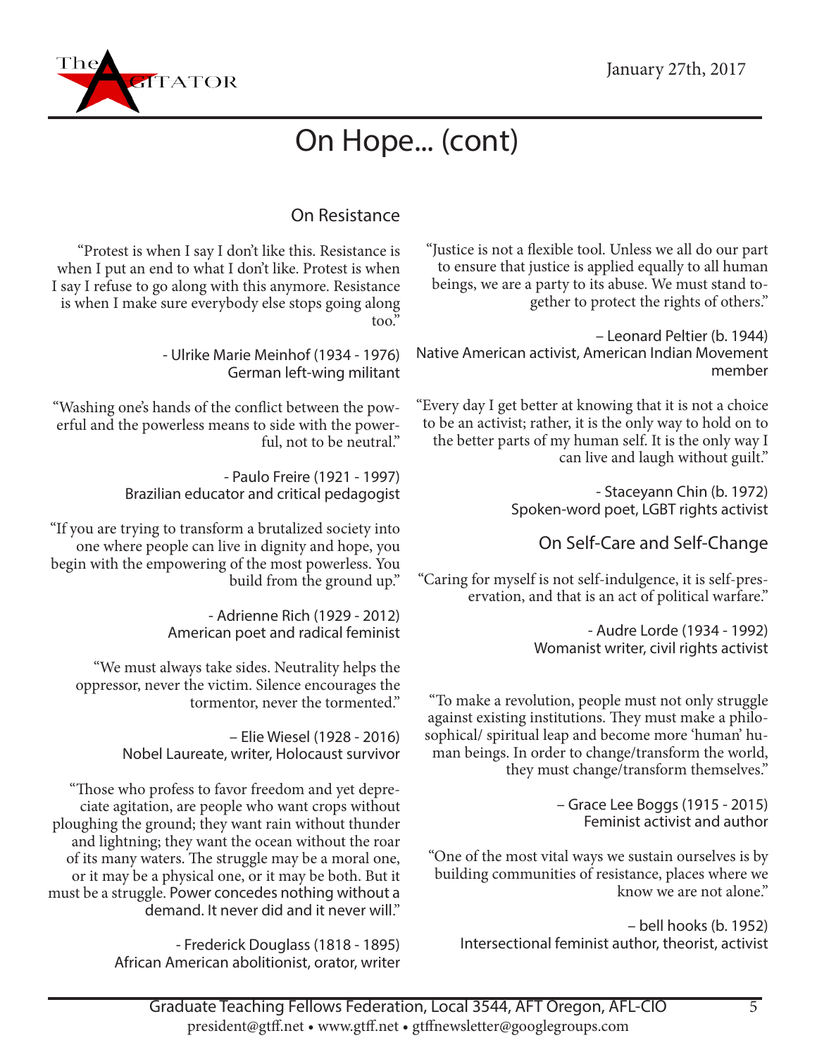# On Hope... (cont)

## On Resistance

"Protest is when I say I don't like this. Resistance is when I put an end to what I don't like. Protest is when I say I refuse to go along with this anymore. Resistance is when I make sure everybody else stops going along too."

- Ulrike Marie Meinhof (1934 - 1976)
German left-wing militant

"Washing one's hands of the conflict between the powerful and the powerless means to side with the powerful, not to be neutral."

- Paulo Freire (1921 - 1997)
Brazilian educator and critical pedagogist

"If you are trying to transform a brutalized society into one where people can live in dignity and hope, you begin with the empowering of the most powerless. You build from the ground up."

- Adrienne Rich (1929 - 2012)
American poet and radical feminist

"We must always take sides. Neutrality helps the oppressor, never the victim. Silence encourages the tormentor, never the tormented."

– Elie Wiesel (1928 - 2016)
Nobel Laureate, writer, Holocaust survivor

"Those who profess to favor freedom and yet depreciate agitation, are people who want crops without ploughing the ground; they want rain without thunder and lightning; they want the ocean without the roar of its many waters. The struggle may be a moral one, or it may be a physical one, or it may be both. But it must be a struggle. Power concedes nothing without a demand. It never did and it never will."

- Frederick Douglass (1818 - 1895)
African American abolitionist, orator, writer

"Justice is not a flexible tool. Unless we all do our part to ensure that justice is applied equally to all human beings, we are a party to its abuse. We must stand together to protect the rights of others."

– Leonard Peltier (b. 1944)
Native American activist, American Indian Movement member

"Every day I get better at knowing that it is not a choice to be an activist; rather, it is the only way to hold on to the better parts of my human self. It is the only way I can live and laugh without guilt."

- Staceyann Chin (b. 1972)
Spoken-word poet, LGBT rights activist

## On Self-Care and Self-Change

"Caring for myself is not self-indulgence, it is self-preservation, and that is an act of political warfare."

- Audre Lorde (1934 - 1992)
Womanist writer, civil rights activist

"To make a revolution, people must not only struggle against existing institutions. They must make a philosophical/ spiritual leap and become more 'human' human beings. In order to change/transform the world, they must change/transform themselves."

– Grace Lee Boggs (1915 - 2015)
Feminist activist and author

"One of the most vital ways we sustain ourselves is by building communities of resistance, places where we know we are not alone."

– bell hooks (b. 1952)
Intersectional feminist author, theorist, activist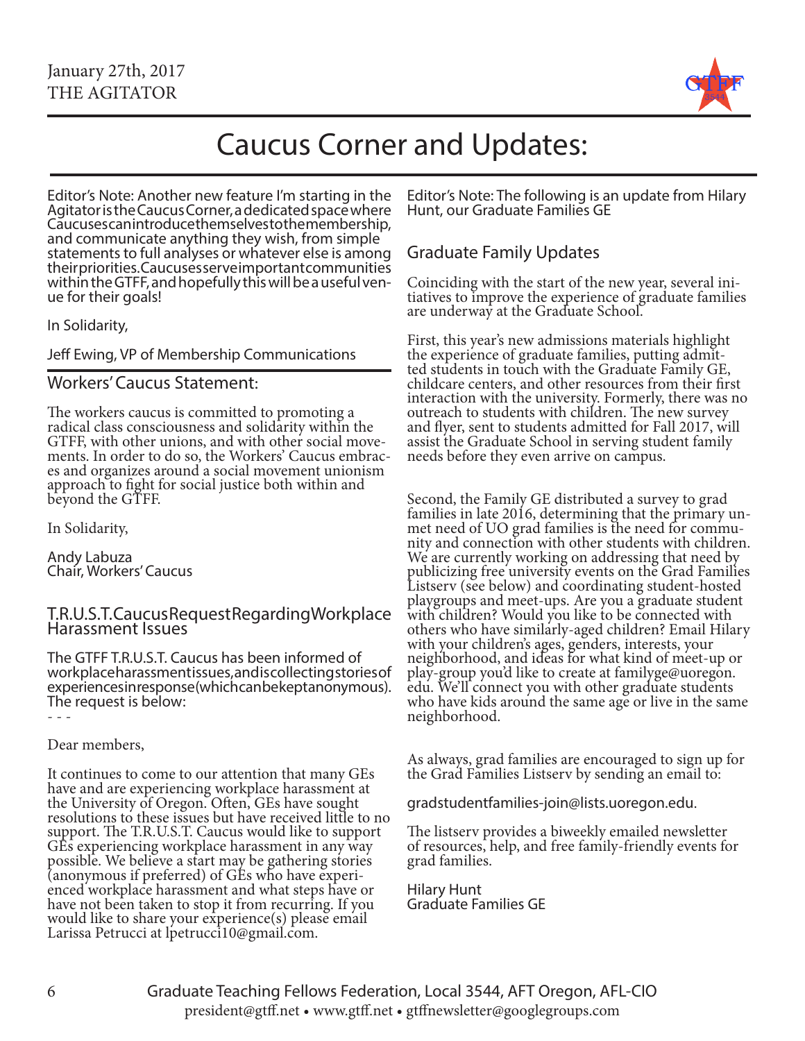# Caucus Corner and Updates:

Editor's Note: Another new feature I'm starting in the Agitator is the Caucus Corner, a dedicated space where Caucuses can introduce themselves to the membership, and communicate anything they wish, from simple statements to full analyses or whatever else is among their priorities. Caucuses serve important communities within the GTFF, and hopefully this will be a useful venue for their goals!

In Solidarity,

Jeff Ewing, VP of Membership Communications

## Workers' Caucus Statement:

The workers caucus is committed to promoting a radical class consciousness and solidarity within the GTFF, with other unions, and with other social movements. In order to do so, the Workers' Caucus embraces and organizes around a social movement unionism approach to fight for social justice both within and beyond the GTFF.

In Solidarity,

Andy Labuza
Chair, Workers' Caucus

## T.R.U.S.T. Caucus Request Regarding Workplace Harassment Issues

The GTFF T.R.U.S.T. Caucus has been informed of workplace harassment issues, and is collecting stories of experiences in response (which can be kept anonymous). The request is below:

- - -

Dear members,

It continues to come to our attention that many GEs have and are experiencing workplace harassment at the University of Oregon. Often, GEs have sought resolutions to these issues but have received little to no support. The T.R.U.S.T. Caucus would like to support GEs experiencing workplace harassment in any way possible. We believe a start may be gathering stories (anonymous if preferred) of GEs who have experienced workplace harassment and what steps have or have not been taken to stop it from recurring. If you would like to share your experience(s) please email Larissa Petrucci at lpetrucci10@gmail.com.

Editor's Note: The following is an update from Hilary Hunt, our Graduate Families GE

## Graduate Family Updates

Coinciding with the start of the new year, several initiatives to improve the experience of graduate families are underway at the Graduate School.

First, this year's new admissions materials highlight the experience of graduate families, putting admitted students in touch with the Graduate Family GE, childcare centers, and other resources from their first interaction with the university. Formerly, there was no outreach to students with children. The new survey and flyer, sent to students admitted for Fall 2017, will assist the Graduate School in serving student family needs before they even arrive on campus.

Second, the Family GE distributed a survey to grad families in late 2016, determining that the primary unmet need of UO grad families is the need for community and connection with other students with children. We are currently working on addressing that need by publicizing free university events on the Grad Families Listserv (see below) and coordinating student-hosted playgroups and meet-ups. Are you a graduate student with children? Would you like to be connected with others who have similarly-aged children? Email Hilary with your children's ages, genders, interests, your neighborhood, and ideas for what kind of meet-up or play-group you'd like to create at familyge@uoregon.edu. We'll connect you with other graduate students who have kids around the same age or live in the same neighborhood.

As always, grad families are encouraged to sign up for the Grad Families Listserv by sending an email to:

gradstudentfamilies-join@lists.uoregon.edu.

The listserv provides a biweekly emailed newsletter of resources, help, and free family-friendly events for grad families.

Hilary Hunt
Graduate Families GE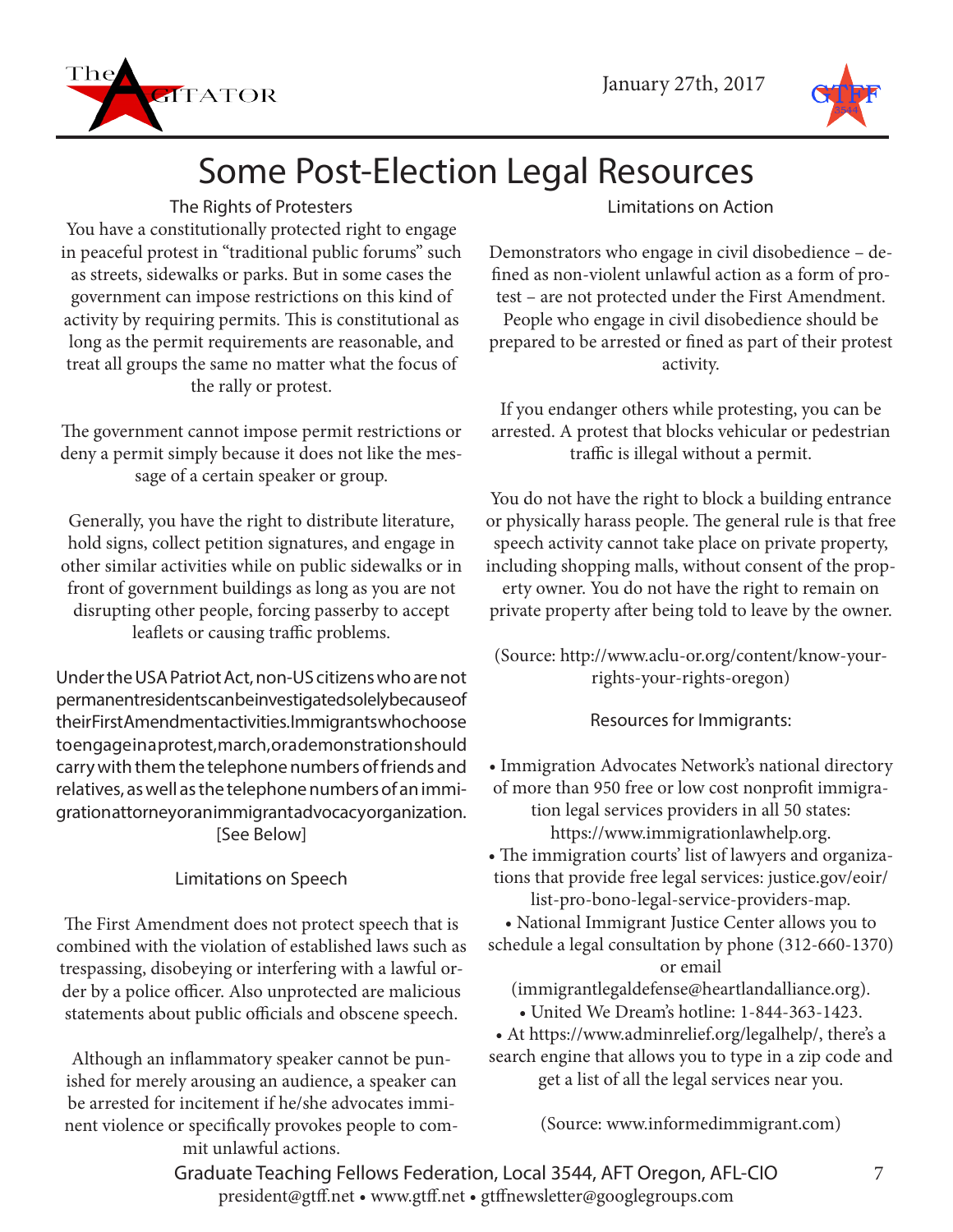# Some Post-Election Legal Resources

### The Rights of Protesters

You have a constitutionally protected right to engage in peaceful protest in "traditional public forums" such as streets, sidewalks or parks. But in some cases the government can impose restrictions on this kind of activity by requiring permits. This is constitutional as long as the permit requirements are reasonable, and treat all groups the same no matter what the focus of the rally or protest.

The government cannot impose permit restrictions or deny a permit simply because it does not like the message of a certain speaker or group.

Generally, you have the right to distribute literature, hold signs, collect petition signatures, and engage in other similar activities while on public sidewalks or in front of government buildings as long as you are not disrupting other people, forcing passerby to accept leaflets or causing traffic problems.

Under the USA Patriot Act, non-US citizens who are not permanent residents can be investigated solely because of their First Amendment activities. Immigrants who choose to engage in a protest, march, or a demonstration should carry with them the telephone numbers of friends and relatives, as well as the telephone numbers of an immigration attorney or an immigrant advocacy organization. [See Below]

### Limitations on Speech

The First Amendment does not protect speech that is combined with the violation of established laws such as trespassing, disobeying or interfering with a lawful order by a police officer. Also unprotected are malicious statements about public officials and obscene speech.

Although an inflammatory speaker cannot be punished for merely arousing an audience, a speaker can be arrested for incitement if he/she advocates imminent violence or specifically provokes people to commit unlawful actions.

### Limitations on Action

Demonstrators who engage in civil disobedience – defined as non-violent unlawful action as a form of protest – are not protected under the First Amendment. People who engage in civil disobedience should be prepared to be arrested or fined as part of their protest activity.

If you endanger others while protesting, you can be arrested. A protest that blocks vehicular or pedestrian traffic is illegal without a permit.

You do not have the right to block a building entrance or physically harass people. The general rule is that free speech activity cannot take place on private property, including shopping malls, without consent of the property owner. You do not have the right to remain on private property after being told to leave by the owner.

(Source: http://www.aclu-or.org/content/know-your-rights-your-rights-oregon)

### Resources for Immigrants:

- Immigration Advocates Network's national directory of more than 950 free or low cost nonprofit immigration legal services providers in all 50 states: https://www.immigrationlawhelp.org.
- The immigration courts' list of lawyers and organizations that provide free legal services: justice.gov/eoir/list-pro-bono-legal-service-providers-map.
- National Immigrant Justice Center allows you to schedule a legal consultation by phone (312-660-1370) or email (immigrantlegaldefense@heartlandalliance.org).
- United We Dream's hotline: 1-844-363-1423.
- At https://www.adminrelief.org/legalhelp/, there's a search engine that allows you to type in a zip code and get a list of all the legal services near you.

(Source: www.informedimmigrant.com)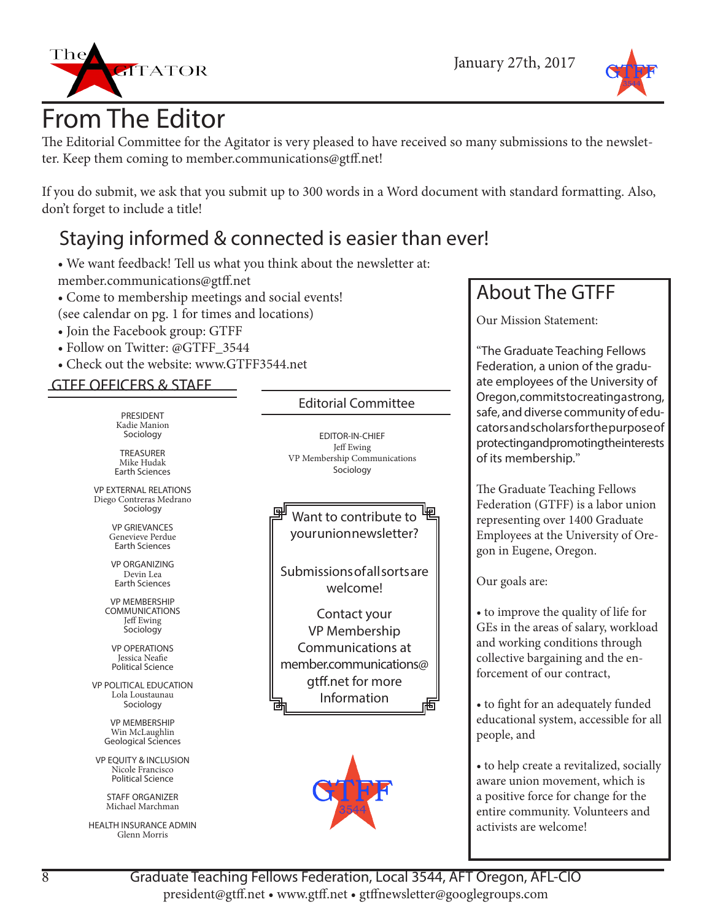The Agitator

January 27th, 2017

# From The Editor

The Editorial Committee for the Agitator is very pleased to have received so many submissions to the newsletter. Keep them coming to member.communications@gtff.net!

If you do submit, we ask that you submit up to 300 words in a Word document with standard formatting. Also, don't forget to include a title!

## Staying informed & connected is easier than ever!

- We want feedback! Tell us what you think about the newsletter at: member.communications@gtff.net
- Come to membership meetings and social events! (see calendar on pg. 1 for times and locations)
- Join the Facebook group: GTFF
- Follow on Twitter: @GTFF_3544
- Check out the website: www.GTFF3544.net

## GTFF OFFICERS & STAFF

PRESIDENT
Kadie Manion
Sociology

TREASURER
Mike Hudak
Earth Sciences

VP EXTERNAL RELATIONS
Diego Contreras Medrano
Sociology

VP GRIEVANCES
Genevieve Perdue
Earth Sciences

VP ORGANIZING
Devin Lea
Earth Sciences

VP MEMBERSHIP COMMUNICATIONS
Jeff Ewing
Sociology

VP OPERATIONS
Jessica Neafie
Political Science

VP POLITICAL EDUCATION
Lola Loustaunau
Sociology

VP MEMBERSHIP
Win McLaughlin
Geological Sciences

VP EQUITY & INCLUSION
Nicole Francisco
Political Science

STAFF ORGANIZER
Michael Marchman

HEALTH INSURANCE ADMIN
Glenn Morris

## Editorial Committee

EDITOR-IN-CHIEF
Jeff Ewing
VP Membership Communications
Sociology

Want to contribute to your union newsletter?

Submissions of all sorts are welcome!

Contact your VP Membership Communications at member.communications@gtff.net for more Information

## About The GTFF

Our Mission Statement:

"The Graduate Teaching Fellows Federation, a union of the graduate employees of the University of Oregon, commits to creating a strong, safe, and diverse community of educators and scholars for the purpose of protecting and promoting the interests of its membership."

The Graduate Teaching Fellows Federation (GTFF) is a labor union representing over 1400 Graduate Employees at the University of Oregon in Eugene, Oregon.

Our goals are:

- to improve the quality of life for GEs in the areas of salary, workload and working conditions through collective bargaining and the enforcement of our contract,
- to fight for an adequately funded educational system, accessible for all people, and
- to help create a revitalized, socially aware union movement, which is a positive force for change for the entire community. Volunteers and activists are welcome!

Graduate Teaching Fellows Federation, Local 3544, AFT Oregon, AFL-CIO
president@gtff.net • www.gtff.net • gtffnewsletter@googlegroups.com